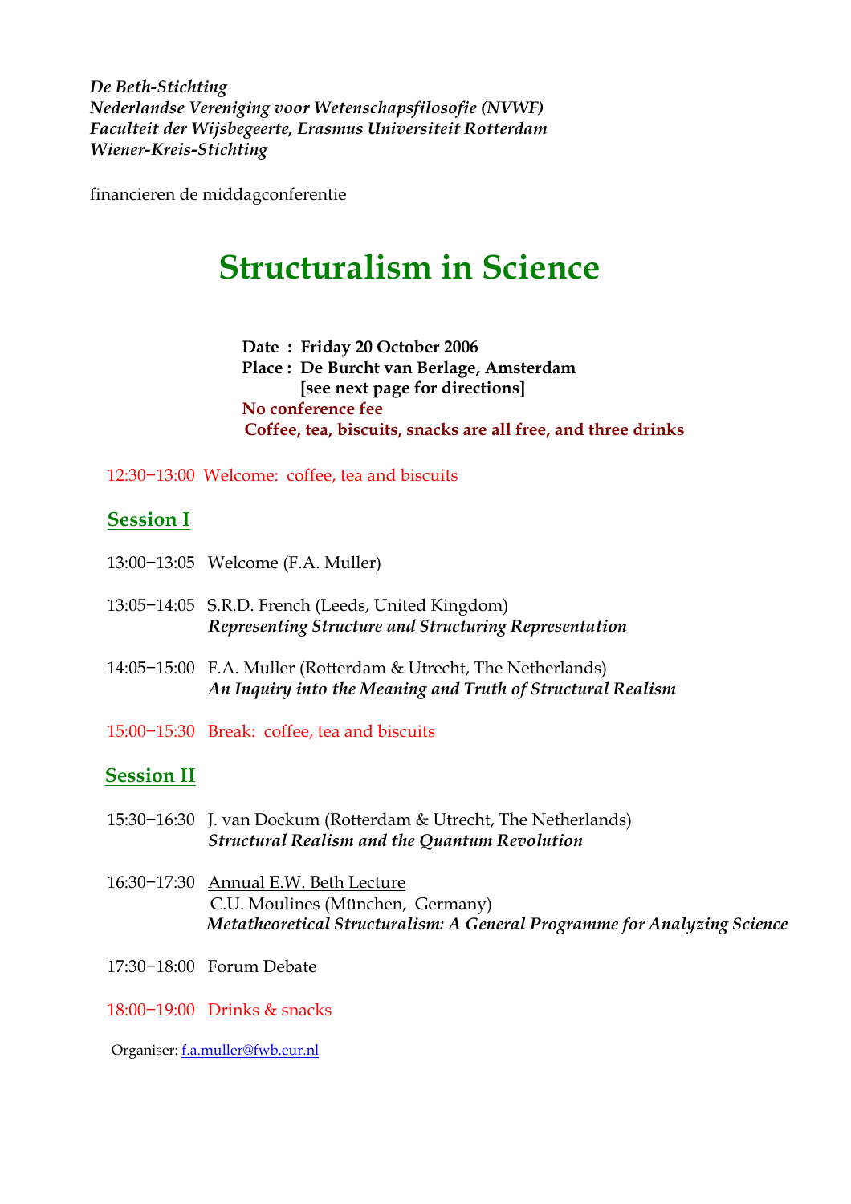*De Beth-Stichting*
*Nederlandse Vereniging voor Wetenschapsfilosofie (NVWF)*
*Faculteit der Wijsbegeerte, Erasmus Universiteit Rotterdam*
*Wiener-Kreis-Stichting*

financieren de middagconferentie

# Structuralism in Science

**Date : Friday 20 October 2006**
**Place : De Burcht van Berlage, Amsterdam**
**[see next page for directions]**
**No conference fee**
**Coffee, tea, biscuits, snacks are all free, and three drinks**

12:30−13:00 Welcome: coffee, tea and biscuits

## Session I

13:00−13:05 Welcome (F.A. Muller)

13:05−14:05 S.R.D. French (Leeds, United Kingdom)
***Representing Structure and Structuring Representation***

14:05−15:00 F.A. Muller (Rotterdam & Utrecht, The Netherlands)
***An Inquiry into the Meaning and Truth of Structural Realism***

15:00−15:30 Break: coffee, tea and biscuits

## Session II

15:30−16:30 J. van Dockum (Rotterdam & Utrecht, The Netherlands)
***Structural Realism and the Quantum Revolution***

16:30−17:30 Annual E.W. Beth Lecture
C.U. Moulines (München, Germany)
***Metatheoretical Structuralism: A General Programme for Analyzing Science***

17:30−18:00 Forum Debate

18:00−19:00 Drinks & snacks

Organiser: f.a.muller@fwb.eur.nl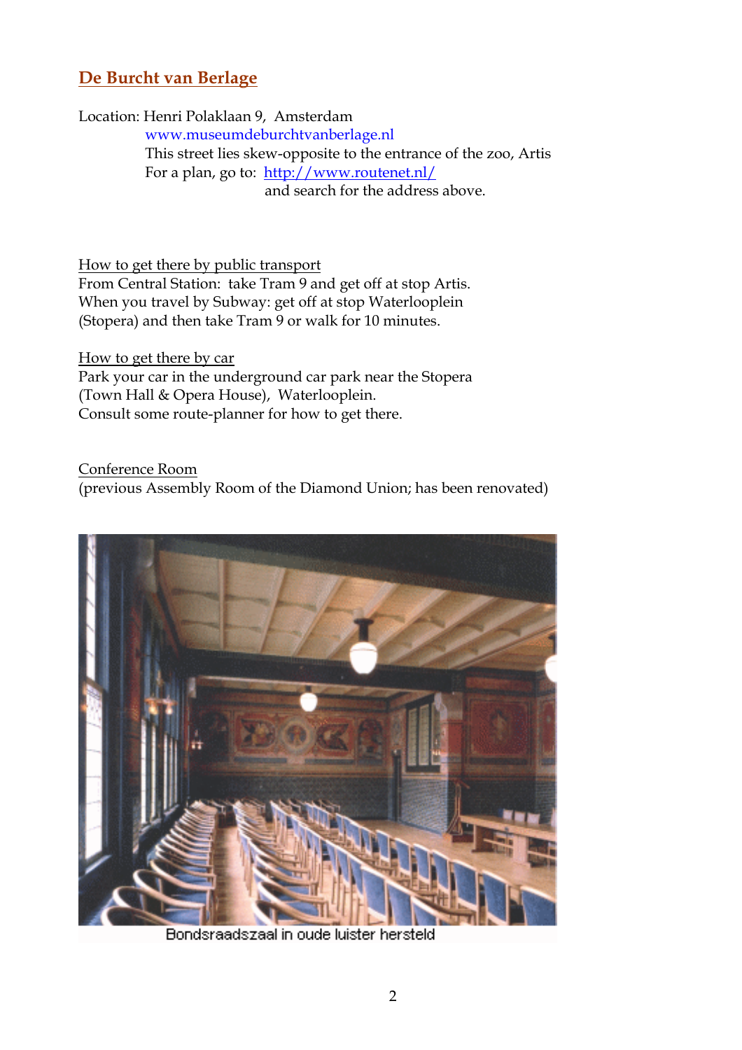## De Burcht van Berlage

Location: Henri Polaklaan 9, Amsterdam
www.museumdeburchtvanberlage.nl
This street lies skew-opposite to the entrance of the zoo, Artis
For a plan, go to: http://www.routenet.nl/
and search for the address above.

How to get there by public transport
From Central Station: take Tram 9 and get off at stop Artis.
When you travel by Subway: get off at stop Waterlooplein (Stopera) and then take Tram 9 or walk for 10 minutes.

How to get there by car
Park your car in the underground car park near the Stopera (Town Hall & Opera House), Waterlooplein.
Consult some route-planner for how to get there.

Conference Room
(previous Assembly Room of the Diamond Union; has been renovated)

Bondsraadszaal in oude luister hersteld